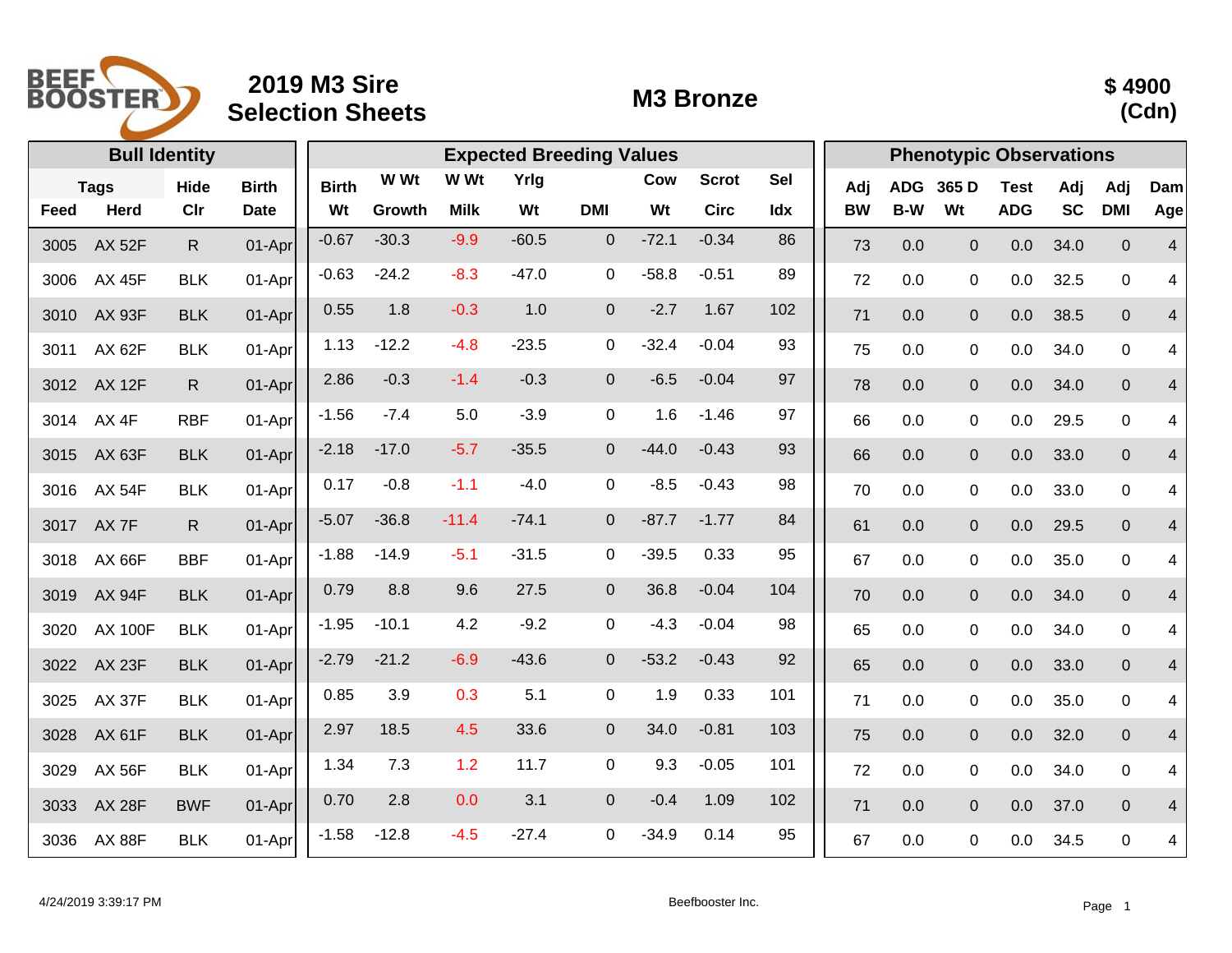# 2019 M3 Sire Selection Sheets

## M3 Bronze

**$ 4900 (Cdn)**

| Bull Identity | | | | Expected Breeding Values | | | | | | | | Phenotypic Observations | | | | | | |
|---|---|---|---|---|---|---|---|---|---|---|---|---|---|---|---|---|---|---|
| Tags | | Hide | Birth | Birth | W Wt | W Wt | Yrlg | | Cow | Scrot | Sel | Adj | ADG | 365 D | Test | Adj | Adj | Dam |
| Feed | Herd | Clr | Date | Wt | Growth | Milk | Wt | DMI | Wt | Circ | Idx | BW | B-W | Wt | ADG | SC | DMI | Age |
| 3005 | AX 52F | R | 01-Apr | -0.67 | -30.3 | -9.9 | -60.5 | 0 | -72.1 | -0.34 | 86 | 73 | 0.0 | 0 | 0.0 | 34.0 | 0 | 4 |
| 3006 | AX 45F | BLK | 01-Apr | -0.63 | -24.2 | -8.3 | -47.0 | 0 | -58.8 | -0.51 | 89 | 72 | 0.0 | 0 | 0.0 | 32.5 | 0 | 4 |
| 3010 | AX 93F | BLK | 01-Apr | 0.55 | 1.8 | -0.3 | 1.0 | 0 | -2.7 | 1.67 | 102 | 71 | 0.0 | 0 | 0.0 | 38.5 | 0 | 4 |
| 3011 | AX 62F | BLK | 01-Apr | 1.13 | -12.2 | -4.8 | -23.5 | 0 | -32.4 | -0.04 | 93 | 75 | 0.0 | 0 | 0.0 | 34.0 | 0 | 4 |
| 3012 | AX 12F | R | 01-Apr | 2.86 | -0.3 | -1.4 | -0.3 | 0 | -6.5 | -0.04 | 97 | 78 | 0.0 | 0 | 0.0 | 34.0 | 0 | 4 |
| 3014 | AX 4F | RBF | 01-Apr | -1.56 | -7.4 | 5.0 | -3.9 | 0 | 1.6 | -1.46 | 97 | 66 | 0.0 | 0 | 0.0 | 29.5 | 0 | 4 |
| 3015 | AX 63F | BLK | 01-Apr | -2.18 | -17.0 | -5.7 | -35.5 | 0 | -44.0 | -0.43 | 93 | 66 | 0.0 | 0 | 0.0 | 33.0 | 0 | 4 |
| 3016 | AX 54F | BLK | 01-Apr | 0.17 | -0.8 | -1.1 | -4.0 | 0 | -8.5 | -0.43 | 98 | 70 | 0.0 | 0 | 0.0 | 33.0 | 0 | 4 |
| 3017 | AX 7F | R | 01-Apr | -5.07 | -36.8 | -11.4 | -74.1 | 0 | -87.7 | -1.77 | 84 | 61 | 0.0 | 0 | 0.0 | 29.5 | 0 | 4 |
| 3018 | AX 66F | BBF | 01-Apr | -1.88 | -14.9 | -5.1 | -31.5 | 0 | -39.5 | 0.33 | 95 | 67 | 0.0 | 0 | 0.0 | 35.0 | 0 | 4 |
| 3019 | AX 94F | BLK | 01-Apr | 0.79 | 8.8 | 9.6 | 27.5 | 0 | 36.8 | -0.04 | 104 | 70 | 0.0 | 0 | 0.0 | 34.0 | 0 | 4 |
| 3020 | AX 100F | BLK | 01-Apr | -1.95 | -10.1 | 4.2 | -9.2 | 0 | -4.3 | -0.04 | 98 | 65 | 0.0 | 0 | 0.0 | 34.0 | 0 | 4 |
| 3022 | AX 23F | BLK | 01-Apr | -2.79 | -21.2 | -6.9 | -43.6 | 0 | -53.2 | -0.43 | 92 | 65 | 0.0 | 0 | 0.0 | 33.0 | 0 | 4 |
| 3025 | AX 37F | BLK | 01-Apr | 0.85 | 3.9 | 0.3 | 5.1 | 0 | 1.9 | 0.33 | 101 | 71 | 0.0 | 0 | 0.0 | 35.0 | 0 | 4 |
| 3028 | AX 61F | BLK | 01-Apr | 2.97 | 18.5 | 4.5 | 33.6 | 0 | 34.0 | -0.81 | 103 | 75 | 0.0 | 0 | 0.0 | 32.0 | 0 | 4 |
| 3029 | AX 56F | BLK | 01-Apr | 1.34 | 7.3 | 1.2 | 11.7 | 0 | 9.3 | -0.05 | 101 | 72 | 0.0 | 0 | 0.0 | 34.0 | 0 | 4 |
| 3033 | AX 28F | BWF | 01-Apr | 0.70 | 2.8 | 0.0 | 3.1 | 0 | -0.4 | 1.09 | 102 | 71 | 0.0 | 0 | 0.0 | 37.0 | 0 | 4 |
| 3036 | AX 88F | BLK | 01-Apr | -1.58 | -12.8 | -4.5 | -27.4 | 0 | -34.9 | 0.14 | 95 | 67 | 0.0 | 0 | 0.0 | 34.5 | 0 | 4 |

4/24/2019 3:39:17 PM — Beefbooster Inc.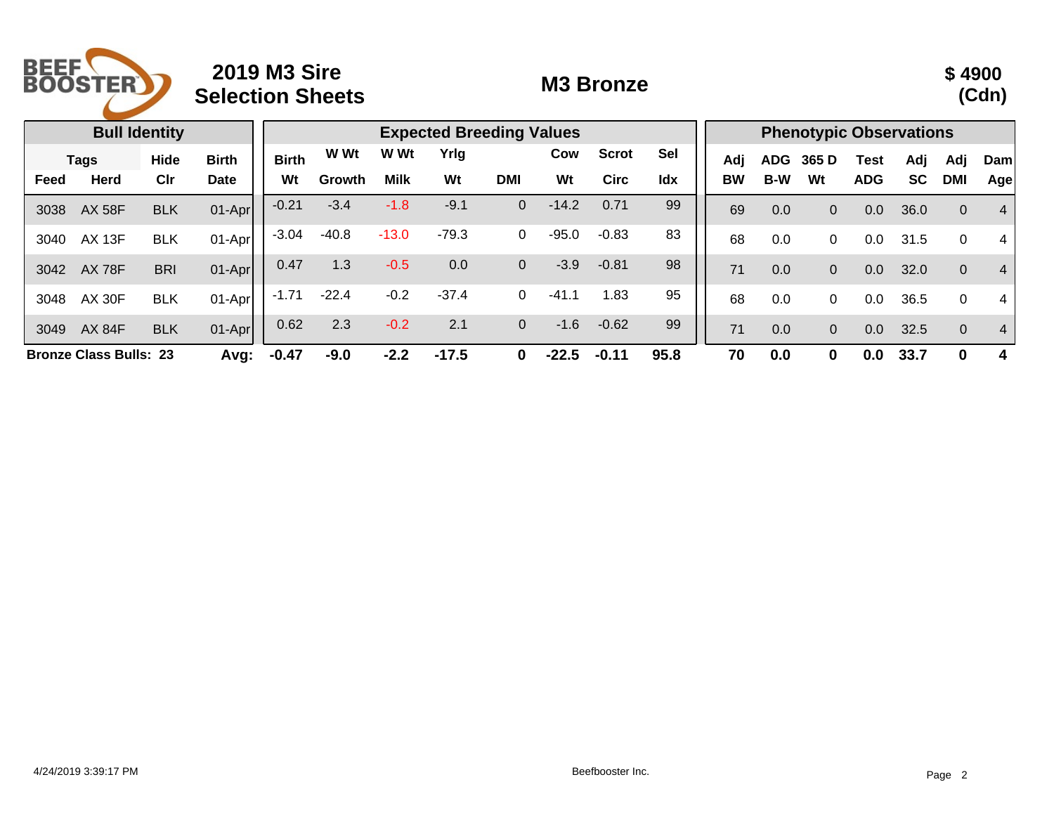BEEF BOOSTER

# 2019 M3 Sire Selection Sheets

## M3 Bronze

**$ 4900 (Cdn)**

| Bull Identity | | | | Expected Breeding Values | | | | | | | | Phenotypic Observations | | | | | | |
|---|---|---|---|---|---|---|---|---|---|---|---|---|---|---|---|---|---|---|
| Tags | | Hide | Birth | Birth | W Wt | W Wt | Yrlg | | Cow | Scrot | Sel | Adj | ADG | 365 D | Test | Adj | Adj | Dam |
| Feed | Herd | Clr | Date | Wt | Growth | Milk | Wt | DMI | Wt | Circ | Idx | BW | B-W | Wt | ADG | SC | DMI | Age |
| 3038 | AX 58F | BLK | 01-Apr | -0.21 | -3.4 | -1.8 | -9.1 | 0 | -14.2 | 0.71 | 99 | 69 | 0.0 | 0 | 0.0 | 36.0 | 0 | 4 |
| 3040 | AX 13F | BLK | 01-Apr | -3.04 | -40.8 | -13.0 | -79.3 | 0 | -95.0 | -0.83 | 83 | 68 | 0.0 | 0 | 0.0 | 31.5 | 0 | 4 |
| 3042 | AX 78F | BRI | 01-Apr | 0.47 | 1.3 | -0.5 | 0.0 | 0 | -3.9 | -0.81 | 98 | 71 | 0.0 | 0 | 0.0 | 32.0 | 0 | 4 |
| 3048 | AX 30F | BLK | 01-Apr | -1.71 | -22.4 | -0.2 | -37.4 | 0 | -41.1 | 1.83 | 95 | 68 | 0.0 | 0 | 0.0 | 36.5 | 0 | 4 |
| 3049 | AX 84F | BLK | 01-Apr | 0.62 | 2.3 | -0.2 | 2.1 | 0 | -1.6 | -0.62 | 99 | 71 | 0.0 | 0 | 0.0 | 32.5 | 0 | 4 |
| **Bronze Class Bulls: 23** | | | **Avg:** | **-0.47** | **-9.0** | **-2.2** | **-17.5** | **0** | **-22.5** | **-0.11** | **95.8** | **70** | **0.0** | **0** | **0.0** | **33.7** | **0** | **4** |

4/24/2019 3:39:17 PM

Beefbooster Inc.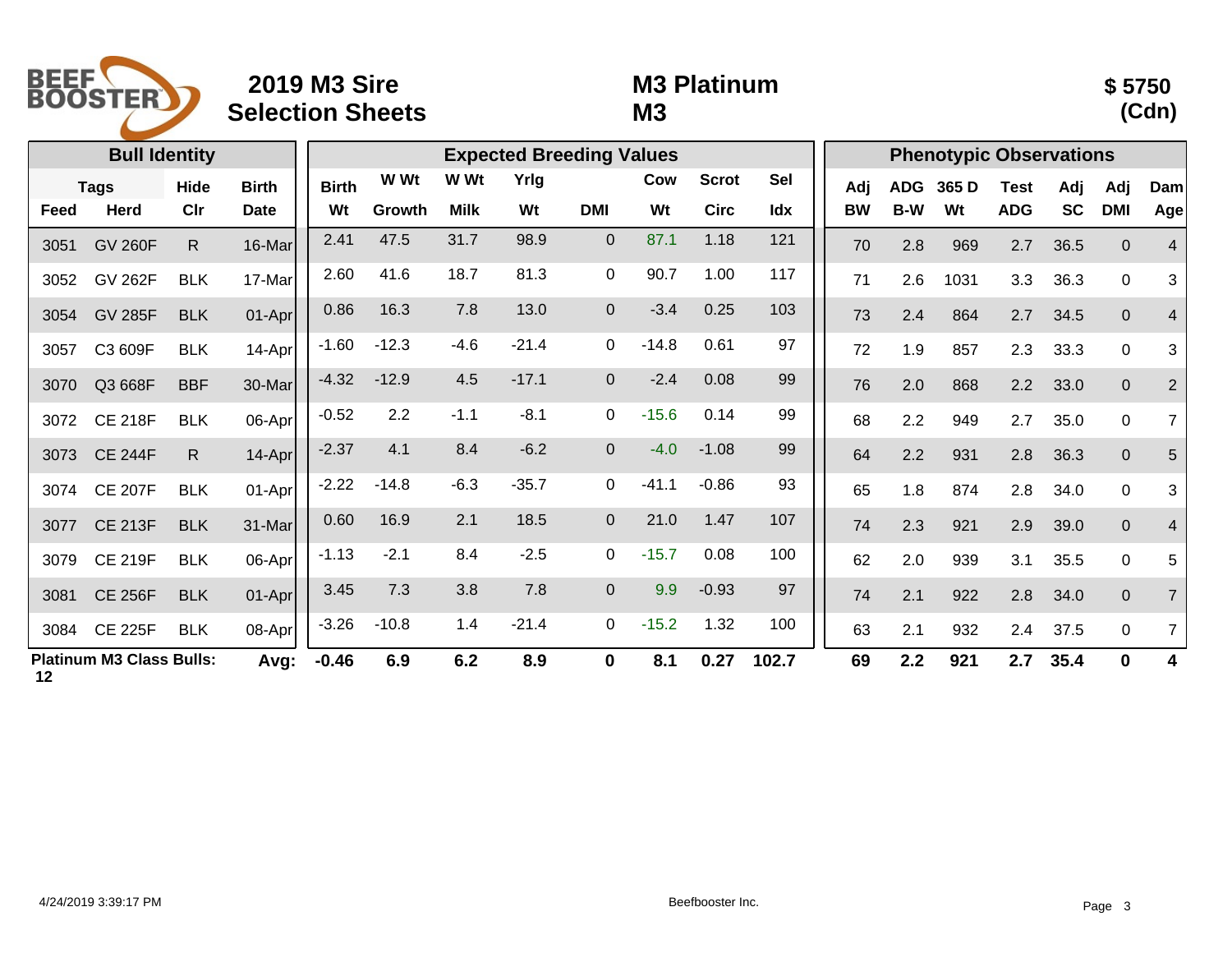# 2019 M3 Sire Selection Sheets

## M3 Platinum M3

**$ 5750 (Cdn)**

| Bull Identity | | | | Expected Breeding Values | | | | | | | | Phenotypic Observations | | | | | | |
|---|---|---|---|---|---|---|---|---|---|---|---|---|---|---|---|---|---|---|
| Tags | | Hide | Birth | Birth | W Wt | W Wt | Yrlg | | Cow | Scrot | Sel | Adj | ADG | 365 D | Test | Adj | Adj | Dam |
| Feed | Herd | Clr | Date | Wt | Growth | Milk | Wt | DMI | Wt | Circ | Idx | BW | B-W | Wt | ADG | SC | DMI | Age |
| 3051 | GV 260F | R | 16-Mar | 2.41 | 47.5 | 31.7 | 98.9 | 0 | 87.1 | 1.18 | 121 | 70 | 2.8 | 969 | 2.7 | 36.5 | 0 | 4 |
| 3052 | GV 262F | BLK | 17-Mar | 2.60 | 41.6 | 18.7 | 81.3 | 0 | 90.7 | 1.00 | 117 | 71 | 2.6 | 1031 | 3.3 | 36.3 | 0 | 3 |
| 3054 | GV 285F | BLK | 01-Apr | 0.86 | 16.3 | 7.8 | 13.0 | 0 | -3.4 | 0.25 | 103 | 73 | 2.4 | 864 | 2.7 | 34.5 | 0 | 4 |
| 3057 | C3 609F | BLK | 14-Apr | -1.60 | -12.3 | -4.6 | -21.4 | 0 | -14.8 | 0.61 | 97 | 72 | 1.9 | 857 | 2.3 | 33.3 | 0 | 3 |
| 3070 | Q3 668F | BBF | 30-Mar | -4.32 | -12.9 | 4.5 | -17.1 | 0 | -2.4 | 0.08 | 99 | 76 | 2.0 | 868 | 2.2 | 33.0 | 0 | 2 |
| 3072 | CE 218F | BLK | 06-Apr | -0.52 | 2.2 | -1.1 | -8.1 | 0 | -15.6 | 0.14 | 99 | 68 | 2.2 | 949 | 2.7 | 35.0 | 0 | 7 |
| 3073 | CE 244F | R | 14-Apr | -2.37 | 4.1 | 8.4 | -6.2 | 0 | -4.0 | -1.08 | 99 | 64 | 2.2 | 931 | 2.8 | 36.3 | 0 | 5 |
| 3074 | CE 207F | BLK | 01-Apr | -2.22 | -14.8 | -6.3 | -35.7 | 0 | -41.1 | -0.86 | 93 | 65 | 1.8 | 874 | 2.8 | 34.0 | 0 | 3 |
| 3077 | CE 213F | BLK | 31-Mar | 0.60 | 16.9 | 2.1 | 18.5 | 0 | 21.0 | 1.47 | 107 | 74 | 2.3 | 921 | 2.9 | 39.0 | 0 | 4 |
| 3079 | CE 219F | BLK | 06-Apr | -1.13 | -2.1 | 8.4 | -2.5 | 0 | -15.7 | 0.08 | 100 | 62 | 2.0 | 939 | 3.1 | 35.5 | 0 | 5 |
| 3081 | CE 256F | BLK | 01-Apr | 3.45 | 7.3 | 3.8 | 7.8 | 0 | 9.9 | -0.93 | 97 | 74 | 2.1 | 922 | 2.8 | 34.0 | 0 | 7 |
| 3084 | CE 225F | BLK | 08-Apr | -3.26 | -10.8 | 1.4 | -21.4 | 0 | -15.2 | 1.32 | 100 | 63 | 2.1 | 932 | 2.4 | 37.5 | 0 | 7 |
| **Platinum M3 Class Bulls: 12** | | | **Avg:** | **-0.46** | **6.9** | **6.2** | **8.9** | **0** | **8.1** | **0.27** | **102.7** | **69** | **2.2** | **921** | **2.7** | **35.4** | **0** | **4** |

4/24/2019 3:39:17 PM — Beefbooster Inc.